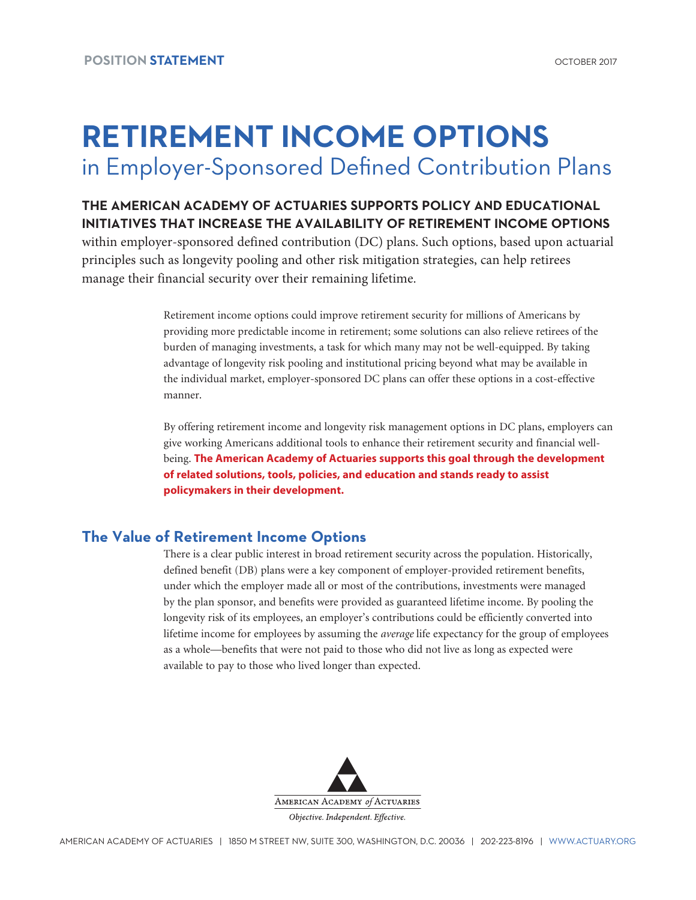POSITION **STATEMENT**

OCTOBER 2017

# RETIREMENT INCOME OPTIONS
## in Employer-Sponsored Defined Contribution Plans

**THE AMERICAN ACADEMY OF ACTUARIES SUPPORTS POLICY AND EDUCATIONAL INITIATIVES THAT INCREASE THE AVAILABILITY OF RETIREMENT INCOME OPTIONS** within employer-sponsored defined contribution (DC) plans. Such options, based upon actuarial principles such as longevity pooling and other risk mitigation strategies, can help retirees manage their financial security over their remaining lifetime.

Retirement income options could improve retirement security for millions of Americans by providing more predictable income in retirement; some solutions can also relieve retirees of the burden of managing investments, a task for which many may not be well-equipped. By taking advantage of longevity risk pooling and institutional pricing beyond what may be available in the individual market, employer-sponsored DC plans can offer these options in a cost-effective manner.

By offering retirement income and longevity risk management options in DC plans, employers can give working Americans additional tools to enhance their retirement security and financial well-being. **The American Academy of Actuaries supports this goal through the development of related solutions, tools, policies, and education and stands ready to assist policymakers in their development.**

## The Value of Retirement Income Options

There is a clear public interest in broad retirement security across the population. Historically, defined benefit (DB) plans were a key component of employer-provided retirement benefits, under which the employer made all or most of the contributions, investments were managed by the plan sponsor, and benefits were provided as guaranteed lifetime income. By pooling the longevity risk of its employees, an employer's contributions could be efficiently converted into lifetime income for employees by assuming the *average* life expectancy for the group of employees as a whole—benefits that were not paid to those who did not live as long as expected were available to pay to those who lived longer than expected.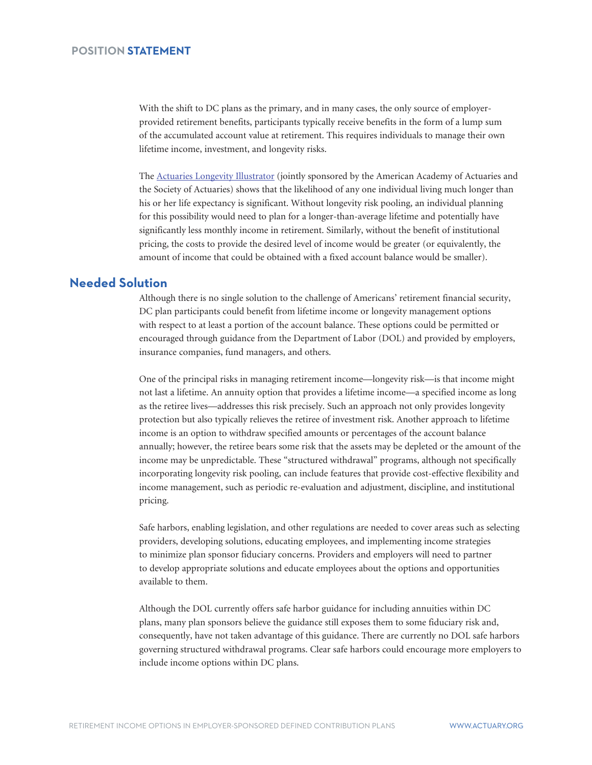With the shift to DC plans as the primary, and in many cases, the only source of employer-provided retirement benefits, participants typically receive benefits in the form of a lump sum of the accumulated account value at retirement. This requires individuals to manage their own lifetime income, investment, and longevity risks.

The Actuaries Longevity Illustrator (jointly sponsored by the American Academy of Actuaries and the Society of Actuaries) shows that the likelihood of any one individual living much longer than his or her life expectancy is significant. Without longevity risk pooling, an individual planning for this possibility would need to plan for a longer-than-average lifetime and potentially have significantly less monthly income in retirement. Similarly, without the benefit of institutional pricing, the costs to provide the desired level of income would be greater (or equivalently, the amount of income that could be obtained with a fixed account balance would be smaller).

## Needed Solution

Although there is no single solution to the challenge of Americans' retirement financial security, DC plan participants could benefit from lifetime income or longevity management options with respect to at least a portion of the account balance. These options could be permitted or encouraged through guidance from the Department of Labor (DOL) and provided by employers, insurance companies, fund managers, and others.

One of the principal risks in managing retirement income—longevity risk—is that income might not last a lifetime. An annuity option that provides a lifetime income—a specified income as long as the retiree lives—addresses this risk precisely. Such an approach not only provides longevity protection but also typically relieves the retiree of investment risk. Another approach to lifetime income is an option to withdraw specified amounts or percentages of the account balance annually; however, the retiree bears some risk that the assets may be depleted or the amount of the income may be unpredictable. These "structured withdrawal" programs, although not specifically incorporating longevity risk pooling, can include features that provide cost-effective flexibility and income management, such as periodic re-evaluation and adjustment, discipline, and institutional pricing.

Safe harbors, enabling legislation, and other regulations are needed to cover areas such as selecting providers, developing solutions, educating employees, and implementing income strategies to minimize plan sponsor fiduciary concerns. Providers and employers will need to partner to develop appropriate solutions and educate employees about the options and opportunities available to them.

Although the DOL currently offers safe harbor guidance for including annuities within DC plans, many plan sponsors believe the guidance still exposes them to some fiduciary risk and, consequently, have not taken advantage of this guidance. There are currently no DOL safe harbors governing structured withdrawal programs. Clear safe harbors could encourage more employers to include income options within DC plans.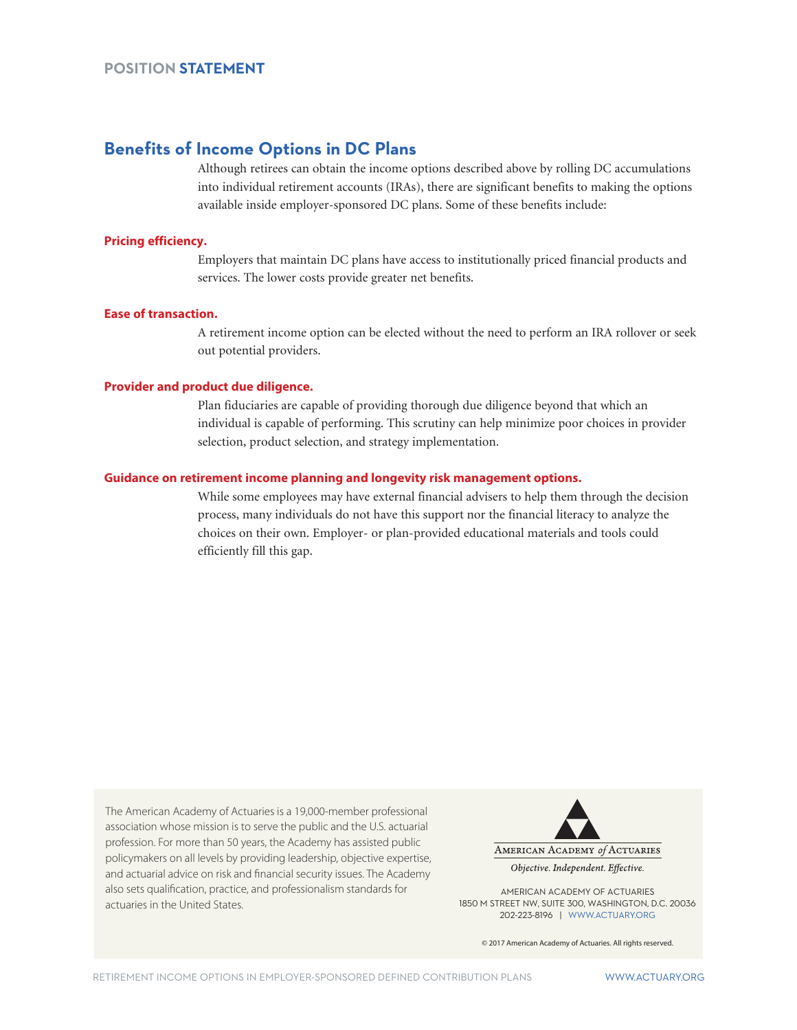## Benefits of Income Options in DC Plans

Although retirees can obtain the income options described above by rolling DC accumulations into individual retirement accounts (IRAs), there are significant benefits to making the options available inside employer-sponsored DC plans. Some of these benefits include:

**Pricing efficiency.**

Employers that maintain DC plans have access to institutionally priced financial products and services. The lower costs provide greater net benefits.

**Ease of transaction.**

A retirement income option can be elected without the need to perform an IRA rollover or seek out potential providers.

**Provider and product due diligence.**

Plan fiduciaries are capable of providing thorough due diligence beyond that which an individual is capable of performing. This scrutiny can help minimize poor choices in provider selection, product selection, and strategy implementation.

**Guidance on retirement income planning and longevity risk management options.**

While some employees may have external financial advisers to help them through the decision process, many individuals do not have this support nor the financial literacy to analyze the choices on their own. Employer- or plan-provided educational materials and tools could efficiently fill this gap.

The American Academy of Actuaries is a 19,000-member professional association whose mission is to serve the public and the U.S. actuarial profession. For more than 50 years, the Academy has assisted public policymakers on all levels by providing leadership, objective expertise, and actuarial advice on risk and financial security issues. The Academy also sets qualification, practice, and professionalism standards for actuaries in the United States.

AMERICAN ACADEMY *of* ACTUARIES

*Objective. Independent. Effective.*

AMERICAN ACADEMY OF ACTUARIES
1850 M STREET NW, SUITE 300, WASHINGTON, D.C. 20036
202-223-8196 | WWW.ACTUARY.ORG

© 2017 American Academy of Actuaries. All rights reserved.